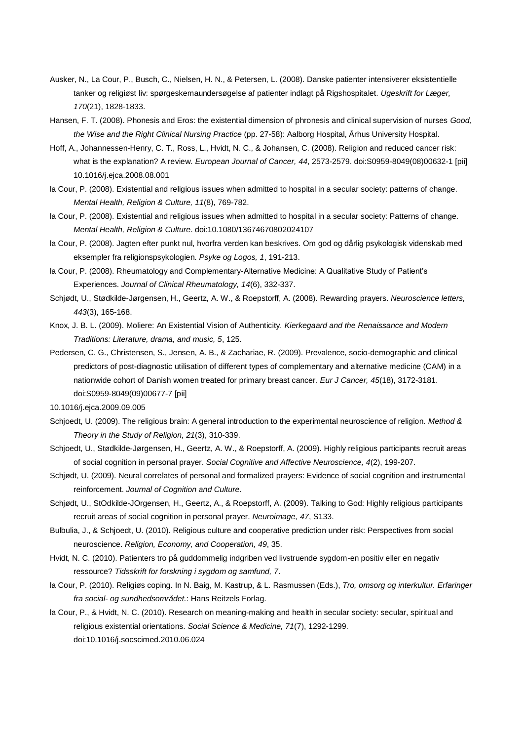Ausker, N., La Cour, P., Busch, C., Nielsen, H. N., & Petersen, L. (2008). Danske patienter intensiverer eksistentielle tanker og religiøst liv: spørgeskemaundersøgelse af patienter indlagt på Rigshospitalet. *Ugeskrift for Læger, 170*(21), 1828-1833.

Hansen, F. T. (2008). Phonesis and Eros: the existential dimension of phronesis and clinical supervision of nurses *Good, the Wise and the Right Clinical Nursing Practice* (pp. 27-58): Aalborg Hospital, Århus University Hospital.

Hoff, A., Johannessen-Henry, C. T., Ross, L., Hvidt, N. C., & Johansen, C. (2008). Religion and reduced cancer risk: what is the explanation? A review. *European Journal of Cancer, 44*, 2573-2579. doi:S0959-8049(08)00632-1 [pii] 10.1016/j.ejca.2008.08.001

la Cour, P. (2008). Existential and religious issues when admitted to hospital in a secular society: patterns of change. *Mental Health, Religion & Culture, 11*(8), 769-782.

la Cour, P. (2008). Existential and religious issues when admitted to hospital in a secular society: Patterns of change. *Mental Health, Religion & Culture*. doi:10.1080/13674670802024107

la Cour, P. (2008). Jagten efter punkt nul, hvorfra verden kan beskrives. Om god og dårlig psykologisk videnskab med eksempler fra religionspsykologien. *Psyke og Logos, 1*, 191-213.

la Cour, P. (2008). Rheumatology and Complementary-Alternative Medicine: A Qualitative Study of Patient's Experiences. *Journal of Clinical Rheumatology, 14*(6), 332-337.

Schjødt, U., Stødkilde-Jørgensen, H., Geertz, A. W., & Roepstorff, A. (2008). Rewarding prayers. *Neuroscience letters, 443*(3), 165-168.

Knox, J. B. L. (2009). Moliere: An Existential Vision of Authenticity. *Kierkegaard and the Renaissance and Modern Traditions: Literature, drama, and music, 5*, 125.

Pedersen, C. G., Christensen, S., Jensen, A. B., & Zachariae, R. (2009). Prevalence, socio-demographic and clinical predictors of post-diagnostic utilisation of different types of complementary and alternative medicine (CAM) in a nationwide cohort of Danish women treated for primary breast cancer. *Eur J Cancer, 45*(18), 3172-3181. doi:S0959-8049(09)00677-7 [pii]

10.1016/j.ejca.2009.09.005

Schjoedt, U. (2009). The religious brain: A general introduction to the experimental neuroscience of religion. *Method & Theory in the Study of Religion, 21*(3), 310-339.

Schjoedt, U., Stødkilde-Jørgensen, H., Geertz, A. W., & Roepstorff, A. (2009). Highly religious participants recruit areas of social cognition in personal prayer. *Social Cognitive and Affective Neuroscience, 4*(2), 199-207.

Schjødt, U. (2009). Neural correlates of personal and formalized prayers: Evidence of social cognition and instrumental reinforcement. *Journal of Cognition and Culture*.

Schjødt, U., StOdkilde-JOrgensen, H., Geertz, A., & Roepstorff, A. (2009). Talking to God: Highly religious participants recruit areas of social cognition in personal prayer. *Neuroimage, 47*, S133.

Bulbulia, J., & Schjoedt, U. (2010). Religious culture and cooperative prediction under risk: Perspectives from social neuroscience. *Religion, Economy, and Cooperation, 49*, 35.

Hvidt, N. C. (2010). Patienters tro på guddommelig indgriben ved livstruende sygdom-en positiv eller en negativ ressource? *Tidsskrift for forskning i sygdom og samfund, 7*.

la Cour, P. (2010). Religiøs coping. In N. Baig, M. Kastrup, & L. Rasmussen (Eds.), *Tro, omsorg og interkultur. Erfaringer fra social- og sundhedsområdet.*: Hans Reitzels Forlag.

la Cour, P., & Hvidt, N. C. (2010). Research on meaning-making and health in secular society: secular, spiritual and religious existential orientations. *Social Science & Medicine, 71*(7), 1292-1299. doi:10.1016/j.socscimed.2010.06.024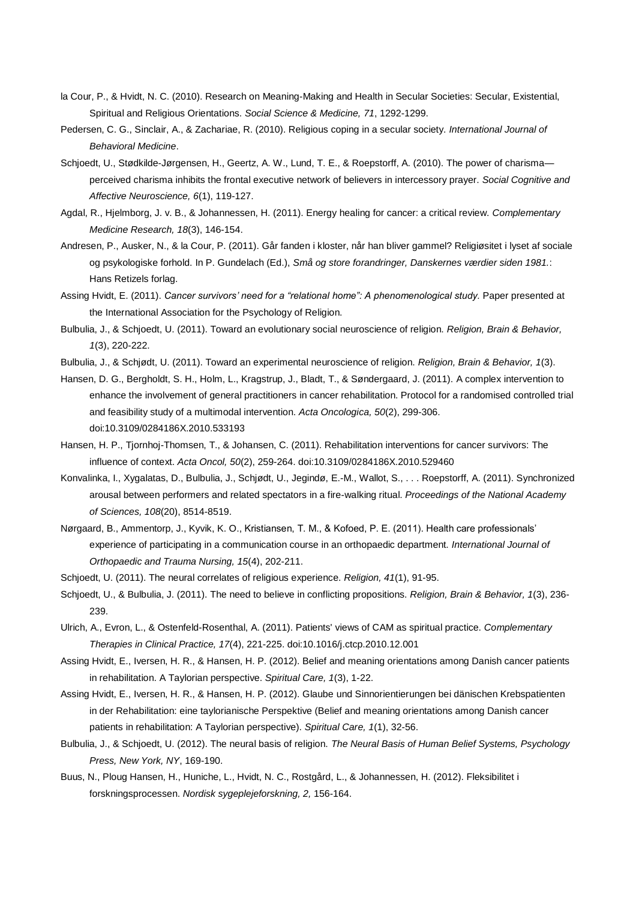la Cour, P., & Hvidt, N. C. (2010). Research on Meaning-Making and Health in Secular Societies: Secular, Existential, Spiritual and Religious Orientations. *Social Science & Medicine, 71*, 1292-1299.

Pedersen, C. G., Sinclair, A., & Zachariae, R. (2010). Religious coping in a secular society. *International Journal of Behavioral Medicine*.

Schjoedt, U., Stødkilde-Jørgensen, H., Geertz, A. W., Lund, T. E., & Roepstorff, A. (2010). The power of charisma—perceived charisma inhibits the frontal executive network of believers in intercessory prayer. *Social Cognitive and Affective Neuroscience, 6*(1), 119-127.

Agdal, R., Hjelmborg, J. v. B., & Johannessen, H. (2011). Energy healing for cancer: a critical review. *Complementary Medicine Research, 18*(3), 146-154.

Andresen, P., Ausker, N., & la Cour, P. (2011). Går fanden i kloster, når han bliver gammel? Religiøsitet i lyset af sociale og psykologiske forhold. In P. Gundelach (Ed.), *Små og store forandringer, Danskernes værdier siden 1981.*: Hans Retizels forlag.

Assing Hvidt, E. (2011). *Cancer survivors' need for a "relational home": A phenomenological study.* Paper presented at the International Association for the Psychology of Religion.

Bulbulia, J., & Schjoedt, U. (2011). Toward an evolutionary social neuroscience of religion. *Religion, Brain & Behavior, 1*(3), 220-222.

Bulbulia, J., & Schjødt, U. (2011). Toward an experimental neuroscience of religion. *Religion, Brain & Behavior, 1*(3).

Hansen, D. G., Bergholdt, S. H., Holm, L., Kragstrup, J., Bladt, T., & Søndergaard, J. (2011). A complex intervention to enhance the involvement of general practitioners in cancer rehabilitation. Protocol for a randomised controlled trial and feasibility study of a multimodal intervention. *Acta Oncologica, 50*(2), 299-306. doi:10.3109/0284186X.2010.533193

Hansen, H. P., Tjornhoj-Thomsen, T., & Johansen, C. (2011). Rehabilitation interventions for cancer survivors: The influence of context. *Acta Oncol, 50*(2), 259-264. doi:10.3109/0284186X.2010.529460

Konvalinka, I., Xygalatas, D., Bulbulia, J., Schjødt, U., Jegindø, E.-M., Wallot, S., . . . Roepstorff, A. (2011). Synchronized arousal between performers and related spectators in a fire-walking ritual. *Proceedings of the National Academy of Sciences, 108*(20), 8514-8519.

Nørgaard, B., Ammentorp, J., Kyvik, K. O., Kristiansen, T. M., & Kofoed, P. E. (2011). Health care professionals' experience of participating in a communication course in an orthopaedic department. *International Journal of Orthopaedic and Trauma Nursing, 15*(4), 202-211.

Schjoedt, U. (2011). The neural correlates of religious experience. *Religion, 41*(1), 91-95.

Schjoedt, U., & Bulbulia, J. (2011). The need to believe in conflicting propositions. *Religion, Brain & Behavior, 1*(3), 236-239.

Ulrich, A., Evron, L., & Ostenfeld-Rosenthal, A. (2011). Patients' views of CAM as spiritual practice. *Complementary Therapies in Clinical Practice, 17*(4), 221-225. doi:10.1016/j.ctcp.2010.12.001

Assing Hvidt, E., Iversen, H. R., & Hansen, H. P. (2012). Belief and meaning orientations among Danish cancer patients in rehabilitation. A Taylorian perspective. *Spiritual Care, 1*(3), 1-22.

Assing Hvidt, E., Iversen, H. R., & Hansen, H. P. (2012). Glaube und Sinnorientierungen bei dänischen Krebspatienten in der Rehabilitation: eine taylorianische Perspektive (Belief and meaning orientations among Danish cancer patients in rehabilitation: A Taylorian perspective). *Spiritual Care, 1*(1), 32-56.

Bulbulia, J., & Schjoedt, U. (2012). The neural basis of religion. *The Neural Basis of Human Belief Systems, Psychology Press, New York, NY*, 169-190.

Buus, N., Ploug Hansen, H., Huniche, L., Hvidt, N. C., Rostgård, L., & Johannessen, H. (2012). Fleksibilitet i forskningsprocessen. *Nordisk sygeplejeforskning, 2,* 156-164.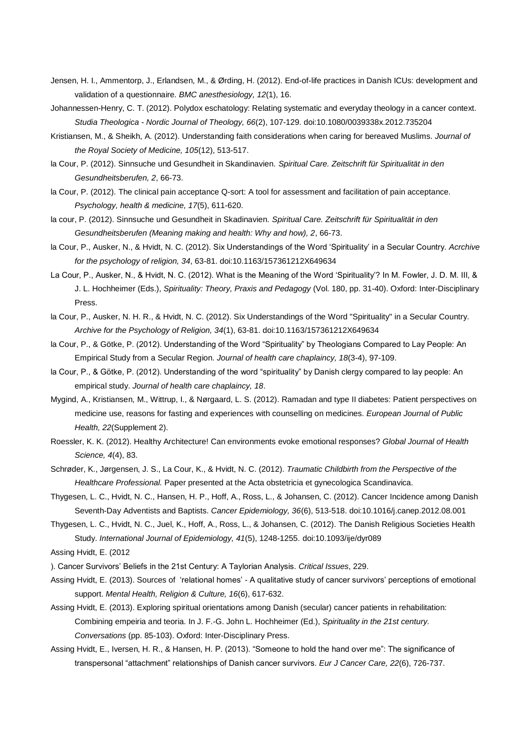Jensen, H. I., Ammentorp, J., Erlandsen, M., & Ørding, H. (2012). End-of-life practices in Danish ICUs: development and validation of a questionnaire. *BMC anesthesiology, 12*(1), 16.

Johannessen-Henry, C. T. (2012). Polydox eschatology: Relating systematic and everyday theology in a cancer context. *Studia Theologica - Nordic Journal of Theology, 66*(2), 107-129. doi:10.1080/0039338x.2012.735204

Kristiansen, M., & Sheikh, A. (2012). Understanding faith considerations when caring for bereaved Muslims. *Journal of the Royal Society of Medicine, 105*(12), 513-517.

la Cour, P. (2012). Sinnsuche und Gesundheit in Skandinavien. *Spiritual Care. Zeitschrift für Spiritualität in den Gesundheitsberufen, 2*, 66-73.

la Cour, P. (2012). The clinical pain acceptance Q-sort: A tool for assessment and facilitation of pain acceptance. *Psychology, health & medicine, 17*(5), 611-620.

la cour, P. (2012). Sinnsuche und Gesundheit in Skadinavien. *Spiritual Care. Zeitschrift für Spiritualität in den Gesundheitsberufen (Meaning making and health: Why and how), 2*, 66-73.

la Cour, P., Ausker, N., & Hvidt, N. C. (2012). Six Understandings of the Word 'Spirituality' in a Secular Country. *Acrchive for the psychology of religion, 34*, 63-81. doi:10.1163/157361212X649634

La Cour, P., Ausker, N., & Hvidt, N. C. (2012). What is the Meaning of the Word 'Spirituality'? In M. Fowler, J. D. M. III, & J. L. Hochheimer (Eds.), *Spirituality: Theory, Praxis and Pedagogy* (Vol. 180, pp. 31-40). Oxford: Inter-Disciplinary Press.

la Cour, P., Ausker, N. H. R., & Hvidt, N. C. (2012). Six Understandings of the Word "Spirituality" in a Secular Country. *Archive for the Psychology of Religion, 34*(1), 63-81. doi:10.1163/157361212X649634

la Cour, P., & Götke, P. (2012). Understanding of the Word "Spirituality" by Theologians Compared to Lay People: An Empirical Study from a Secular Region. *Journal of health care chaplaincy, 18*(3-4), 97-109.

la Cour, P., & Götke, P. (2012). Understanding of the word "spirituality" by Danish clergy compared to lay people: An empirical study. *Journal of health care chaplaincy, 18*.

Mygind, A., Kristiansen, M., Wittrup, I., & Nørgaard, L. S. (2012). Ramadan and type II diabetes: Patient perspectives on medicine use, reasons for fasting and experiences with counselling on medicines. *European Journal of Public Health, 22*(Supplement 2).

Roessler, K. K. (2012). Healthy Architecture! Can environments evoke emotional responses? *Global Journal of Health Science, 4*(4), 83.

Schrøder, K., Jørgensen, J. S., La Cour, K., & Hvidt, N. C. (2012). *Traumatic Childbirth from the Perspective of the Healthcare Professional.* Paper presented at the Acta obstetricia et gynecologica Scandinavica.

Thygesen, L. C., Hvidt, N. C., Hansen, H. P., Hoff, A., Ross, L., & Johansen, C. (2012). Cancer Incidence among Danish Seventh-Day Adventists and Baptists. *Cancer Epidemiology, 36*(6), 513-518. doi:10.1016/j.canep.2012.08.001

Thygesen, L. C., Hvidt, N. C., Juel, K., Hoff, A., Ross, L., & Johansen, C. (2012). The Danish Religious Societies Health Study. *International Journal of Epidemiology, 41*(5), 1248-1255. doi:10.1093/ije/dyr089

Assing Hvidt, E. (2012

). Cancer Survivors' Beliefs in the 21st Century: A Taylorian Analysis. *Critical Issues*, 229.

Assing Hvidt, E. (2013). Sources of 'relational homes' - A qualitative study of cancer survivors' perceptions of emotional support. *Mental Health, Religion & Culture, 16*(6), 617-632.

Assing Hvidt, E. (2013). Exploring spiritual orientations among Danish (secular) cancer patients in rehabilitation: Combining empeiria and teoria. In J. F.-G. John L. Hochheimer (Ed.), *Spirituality in the 21st century. Conversations* (pp. 85-103). Oxford: Inter-Disciplinary Press.

Assing Hvidt, E., Iversen, H. R., & Hansen, H. P. (2013). "Someone to hold the hand over me": The significance of transpersonal "attachment" relationships of Danish cancer survivors. *Eur J Cancer Care, 22*(6), 726-737.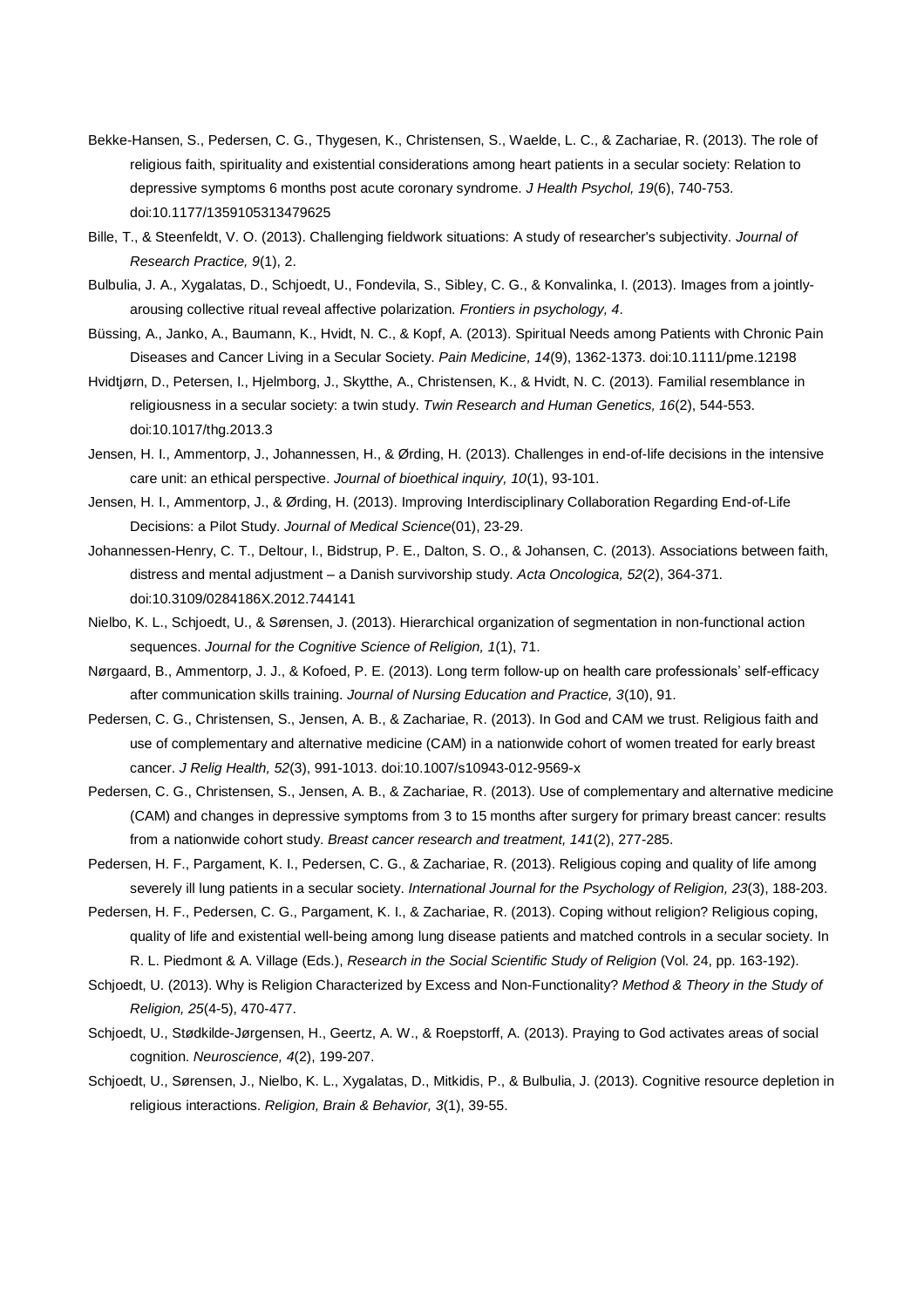Bekke-Hansen, S., Pedersen, C. G., Thygesen, K., Christensen, S., Waelde, L. C., & Zachariae, R. (2013). The role of religious faith, spirituality and existential considerations among heart patients in a secular society: Relation to depressive symptoms 6 months post acute coronary syndrome. *J Health Psychol, 19*(6), 740-753. doi:10.1177/1359105313479625

Bille, T., & Steenfeldt, V. O. (2013). Challenging fieldwork situations: A study of researcher's subjectivity. *Journal of Research Practice, 9*(1), 2.

Bulbulia, J. A., Xygalatas, D., Schjoedt, U., Fondevila, S., Sibley, C. G., & Konvalinka, I. (2013). Images from a jointly-arousing collective ritual reveal affective polarization. *Frontiers in psychology, 4*.

Büssing, A., Janko, A., Baumann, K., Hvidt, N. C., & Kopf, A. (2013). Spiritual Needs among Patients with Chronic Pain Diseases and Cancer Living in a Secular Society. *Pain Medicine, 14*(9), 1362-1373. doi:10.1111/pme.12198

Hvidtjørn, D., Petersen, I., Hjelmborg, J., Skytthe, A., Christensen, K., & Hvidt, N. C. (2013). Familial resemblance in religiousness in a secular society: a twin study. *Twin Research and Human Genetics, 16*(2), 544-553. doi:10.1017/thg.2013.3

Jensen, H. I., Ammentorp, J., Johannessen, H., & Ørding, H. (2013). Challenges in end-of-life decisions in the intensive care unit: an ethical perspective. *Journal of bioethical inquiry, 10*(1), 93-101.

Jensen, H. I., Ammentorp, J., & Ørding, H. (2013). Improving Interdisciplinary Collaboration Regarding End-of-Life Decisions: a Pilot Study. *Journal of Medical Science*(01), 23-29.

Johannessen-Henry, C. T., Deltour, I., Bidstrup, P. E., Dalton, S. O., & Johansen, C. (2013). Associations between faith, distress and mental adjustment – a Danish survivorship study. *Acta Oncologica, 52*(2), 364-371. doi:10.3109/0284186X.2012.744141

Nielbo, K. L., Schjoedt, U., & Sørensen, J. (2013). Hierarchical organization of segmentation in non-functional action sequences. *Journal for the Cognitive Science of Religion, 1*(1), 71.

Nørgaard, B., Ammentorp, J. J., & Kofoed, P. E. (2013). Long term follow-up on health care professionals' self-efficacy after communication skills training. *Journal of Nursing Education and Practice, 3*(10), 91.

Pedersen, C. G., Christensen, S., Jensen, A. B., & Zachariae, R. (2013). In God and CAM we trust. Religious faith and use of complementary and alternative medicine (CAM) in a nationwide cohort of women treated for early breast cancer. *J Relig Health, 52*(3), 991-1013. doi:10.1007/s10943-012-9569-x

Pedersen, C. G., Christensen, S., Jensen, A. B., & Zachariae, R. (2013). Use of complementary and alternative medicine (CAM) and changes in depressive symptoms from 3 to 15 months after surgery for primary breast cancer: results from a nationwide cohort study. *Breast cancer research and treatment, 141*(2), 277-285.

Pedersen, H. F., Pargament, K. I., Pedersen, C. G., & Zachariae, R. (2013). Religious coping and quality of life among severely ill lung patients in a secular society. *International Journal for the Psychology of Religion, 23*(3), 188-203.

Pedersen, H. F., Pedersen, C. G., Pargament, K. I., & Zachariae, R. (2013). Coping without religion? Religious coping, quality of life and existential well-being among lung disease patients and matched controls in a secular society. In R. L. Piedmont & A. Village (Eds.), *Research in the Social Scientific Study of Religion* (Vol. 24, pp. 163-192).

Schjoedt, U. (2013). Why is Religion Characterized by Excess and Non-Functionality? *Method & Theory in the Study of Religion, 25*(4-5), 470-477.

Schjoedt, U., Stødkilde-Jørgensen, H., Geertz, A. W., & Roepstorff, A. (2013). Praying to God activates areas of social cognition. *Neuroscience, 4*(2), 199-207.

Schjoedt, U., Sørensen, J., Nielbo, K. L., Xygalatas, D., Mitkidis, P., & Bulbulia, J. (2013). Cognitive resource depletion in religious interactions. *Religion, Brain & Behavior, 3*(1), 39-55.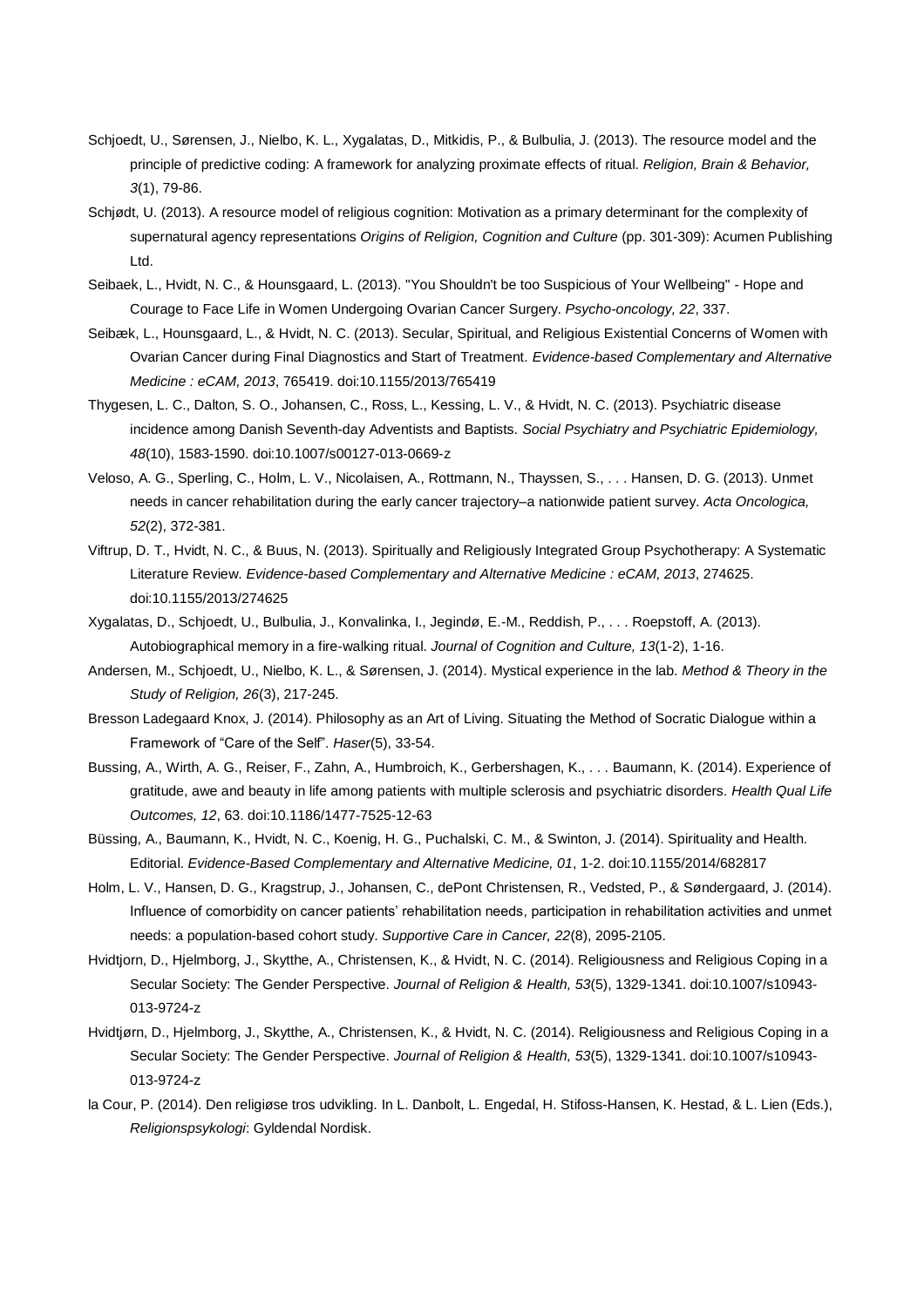Schjoedt, U., Sørensen, J., Nielbo, K. L., Xygalatas, D., Mitkidis, P., & Bulbulia, J. (2013). The resource model and the principle of predictive coding: A framework for analyzing proximate effects of ritual. *Religion, Brain & Behavior, 3*(1), 79-86.

Schjødt, U. (2013). A resource model of religious cognition: Motivation as a primary determinant for the complexity of supernatural agency representations *Origins of Religion, Cognition and Culture* (pp. 301-309): Acumen Publishing Ltd.

Seibaek, L., Hvidt, N. C., & Hounsgaard, L. (2013). "You Shouldn't be too Suspicious of Your Wellbeing" - Hope and Courage to Face Life in Women Undergoing Ovarian Cancer Surgery. *Psycho-oncology, 22*, 337.

Seibæk, L., Hounsgaard, L., & Hvidt, N. C. (2013). Secular, Spiritual, and Religious Existential Concerns of Women with Ovarian Cancer during Final Diagnostics and Start of Treatment. *Evidence-based Complementary and Alternative Medicine : eCAM, 2013*, 765419. doi:10.1155/2013/765419

Thygesen, L. C., Dalton, S. O., Johansen, C., Ross, L., Kessing, L. V., & Hvidt, N. C. (2013). Psychiatric disease incidence among Danish Seventh-day Adventists and Baptists. *Social Psychiatry and Psychiatric Epidemiology, 48*(10), 1583-1590. doi:10.1007/s00127-013-0669-z

Veloso, A. G., Sperling, C., Holm, L. V., Nicolaisen, A., Rottmann, N., Thayssen, S., . . . Hansen, D. G. (2013). Unmet needs in cancer rehabilitation during the early cancer trajectory–a nationwide patient survey. *Acta Oncologica, 52*(2), 372-381.

Viftrup, D. T., Hvidt, N. C., & Buus, N. (2013). Spiritually and Religiously Integrated Group Psychotherapy: A Systematic Literature Review. *Evidence-based Complementary and Alternative Medicine : eCAM, 2013*, 274625. doi:10.1155/2013/274625

Xygalatas, D., Schjoedt, U., Bulbulia, J., Konvalinka, I., Jegindø, E.-M., Reddish, P., . . . Roepstoff, A. (2013). Autobiographical memory in a fire-walking ritual. *Journal of Cognition and Culture, 13*(1-2), 1-16.

Andersen, M., Schjoedt, U., Nielbo, K. L., & Sørensen, J. (2014). Mystical experience in the lab. *Method & Theory in the Study of Religion, 26*(3), 217-245.

Bresson Ladegaard Knox, J. (2014). Philosophy as an Art of Living. Situating the Method of Socratic Dialogue within a Framework of "Care of the Self". *Haser*(5), 33-54.

Bussing, A., Wirth, A. G., Reiser, F., Zahn, A., Humbroich, K., Gerbershagen, K., . . . Baumann, K. (2014). Experience of gratitude, awe and beauty in life among patients with multiple sclerosis and psychiatric disorders. *Health Qual Life Outcomes, 12*, 63. doi:10.1186/1477-7525-12-63

Büssing, A., Baumann, K., Hvidt, N. C., Koenig, H. G., Puchalski, C. M., & Swinton, J. (2014). Spirituality and Health. Editorial. *Evidence-Based Complementary and Alternative Medicine, 01*, 1-2. doi:10.1155/2014/682817

Holm, L. V., Hansen, D. G., Kragstrup, J., Johansen, C., dePont Christensen, R., Vedsted, P., & Søndergaard, J. (2014). Influence of comorbidity on cancer patients' rehabilitation needs, participation in rehabilitation activities and unmet needs: a population-based cohort study. *Supportive Care in Cancer, 22*(8), 2095-2105.

Hvidtjorn, D., Hjelmborg, J., Skytthe, A., Christensen, K., & Hvidt, N. C. (2014). Religiousness and Religious Coping in a Secular Society: The Gender Perspective. *Journal of Religion & Health, 53*(5), 1329-1341. doi:10.1007/s10943-013-9724-z

Hvidtjørn, D., Hjelmborg, J., Skytthe, A., Christensen, K., & Hvidt, N. C. (2014). Religiousness and Religious Coping in a Secular Society: The Gender Perspective. *Journal of Religion & Health, 53*(5), 1329-1341. doi:10.1007/s10943-013-9724-z

la Cour, P. (2014). Den religiøse tros udvikling. In L. Danbolt, L. Engedal, H. Stifoss-Hansen, K. Hestad, & L. Lien (Eds.), *Religionspsykologi*: Gyldendal Nordisk.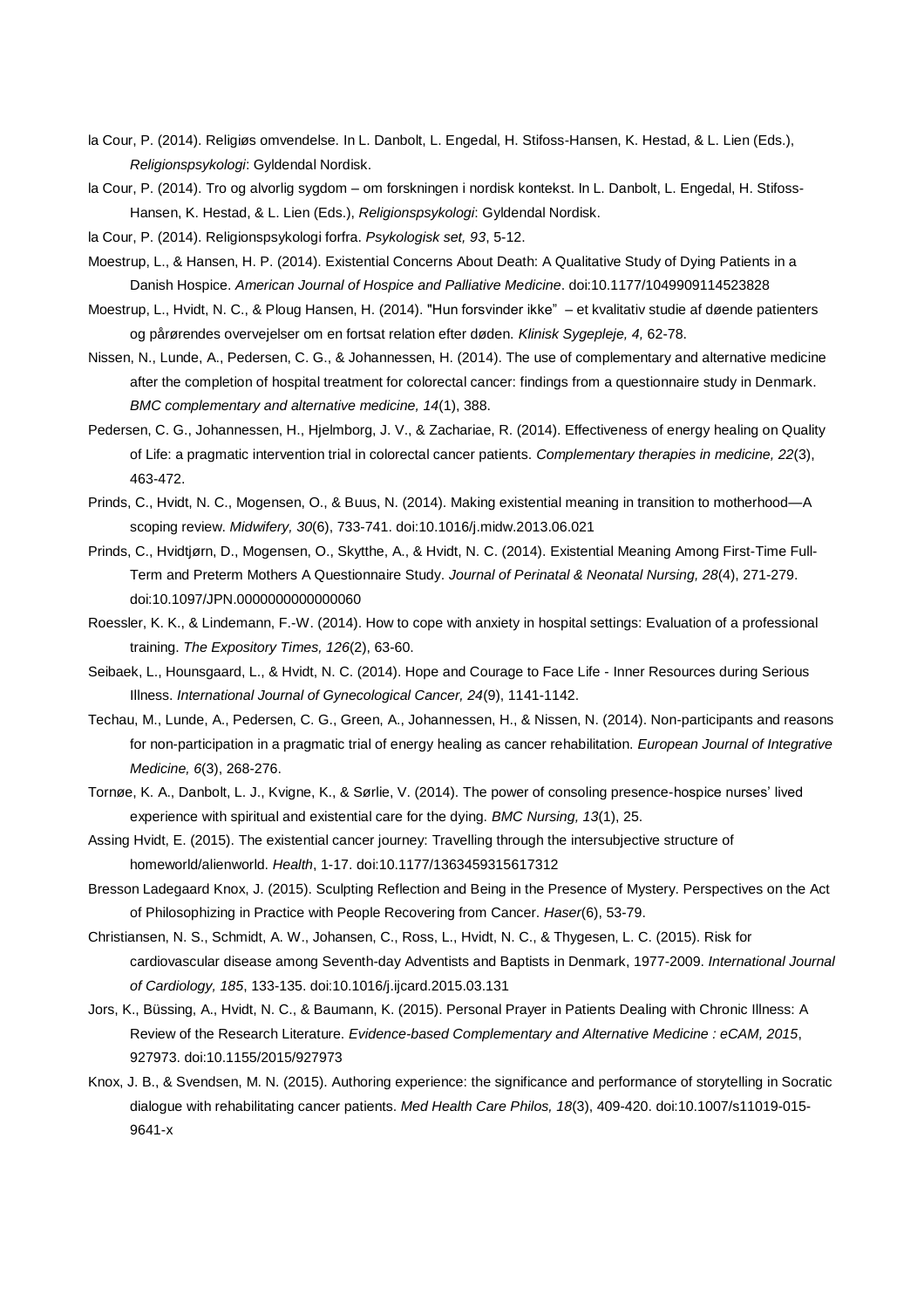la Cour, P. (2014). Religiøs omvendelse. In L. Danbolt, L. Engedal, H. Stifoss-Hansen, K. Hestad, & L. Lien (Eds.), *Religionspsykologi*: Gyldendal Nordisk.

la Cour, P. (2014). Tro og alvorlig sygdom – om forskningen i nordisk kontekst. In L. Danbolt, L. Engedal, H. Stifoss-Hansen, K. Hestad, & L. Lien (Eds.), *Religionspsykologi*: Gyldendal Nordisk.

la Cour, P. (2014). Religionspsykologi forfra. *Psykologisk set, 93*, 5-12.

Moestrup, L., & Hansen, H. P. (2014). Existential Concerns About Death: A Qualitative Study of Dying Patients in a Danish Hospice. *American Journal of Hospice and Palliative Medicine*. doi:10.1177/1049909114523828

Moestrup, L., Hvidt, N. C., & Ploug Hansen, H. (2014). "Hun forsvinder ikke" – et kvalitativ studie af døende patienters og pårørendes overvejelser om en fortsat relation efter døden. *Klinisk Sygepleje, 4,* 62-78.

Nissen, N., Lunde, A., Pedersen, C. G., & Johannessen, H. (2014). The use of complementary and alternative medicine after the completion of hospital treatment for colorectal cancer: findings from a questionnaire study in Denmark. *BMC complementary and alternative medicine, 14*(1), 388.

Pedersen, C. G., Johannessen, H., Hjelmborg, J. V., & Zachariae, R. (2014). Effectiveness of energy healing on Quality of Life: a pragmatic intervention trial in colorectal cancer patients. *Complementary therapies in medicine, 22*(3), 463-472.

Prinds, C., Hvidt, N. C., Mogensen, O., & Buus, N. (2014). Making existential meaning in transition to motherhood—A scoping review. *Midwifery, 30*(6), 733-741. doi:10.1016/j.midw.2013.06.021

Prinds, C., Hvidtjørn, D., Mogensen, O., Skytthe, A., & Hvidt, N. C. (2014). Existential Meaning Among First-Time Full-Term and Preterm Mothers A Questionnaire Study. *Journal of Perinatal & Neonatal Nursing, 28*(4), 271-279. doi:10.1097/JPN.0000000000000060

Roessler, K. K., & Lindemann, F.-W. (2014). How to cope with anxiety in hospital settings: Evaluation of a professional training. *The Expository Times, 126*(2), 63-60.

Seibaek, L., Hounsgaard, L., & Hvidt, N. C. (2014). Hope and Courage to Face Life - Inner Resources during Serious Illness. *International Journal of Gynecological Cancer, 24*(9), 1141-1142.

Techau, M., Lunde, A., Pedersen, C. G., Green, A., Johannessen, H., & Nissen, N. (2014). Non-participants and reasons for non-participation in a pragmatic trial of energy healing as cancer rehabilitation. *European Journal of Integrative Medicine, 6*(3), 268-276.

Tornøe, K. A., Danbolt, L. J., Kvigne, K., & Sørlie, V. (2014). The power of consoling presence-hospice nurses' lived experience with spiritual and existential care for the dying. *BMC Nursing, 13*(1), 25.

Assing Hvidt, E. (2015). The existential cancer journey: Travelling through the intersubjective structure of homeworld/alienworld. *Health*, 1-17. doi:10.1177/1363459315617312

Bresson Ladegaard Knox, J. (2015). Sculpting Reflection and Being in the Presence of Mystery. Perspectives on the Act of Philosophizing in Practice with People Recovering from Cancer. *Haser*(6), 53-79.

Christiansen, N. S., Schmidt, A. W., Johansen, C., Ross, L., Hvidt, N. C., & Thygesen, L. C. (2015). Risk for cardiovascular disease among Seventh-day Adventists and Baptists in Denmark, 1977-2009. *International Journal of Cardiology, 185*, 133-135. doi:10.1016/j.ijcard.2015.03.131

Jors, K., Büssing, A., Hvidt, N. C., & Baumann, K. (2015). Personal Prayer in Patients Dealing with Chronic Illness: A Review of the Research Literature. *Evidence-based Complementary and Alternative Medicine : eCAM, 2015*, 927973. doi:10.1155/2015/927973

Knox, J. B., & Svendsen, M. N. (2015). Authoring experience: the significance and performance of storytelling in Socratic dialogue with rehabilitating cancer patients. *Med Health Care Philos, 18*(3), 409-420. doi:10.1007/s11019-015-9641-x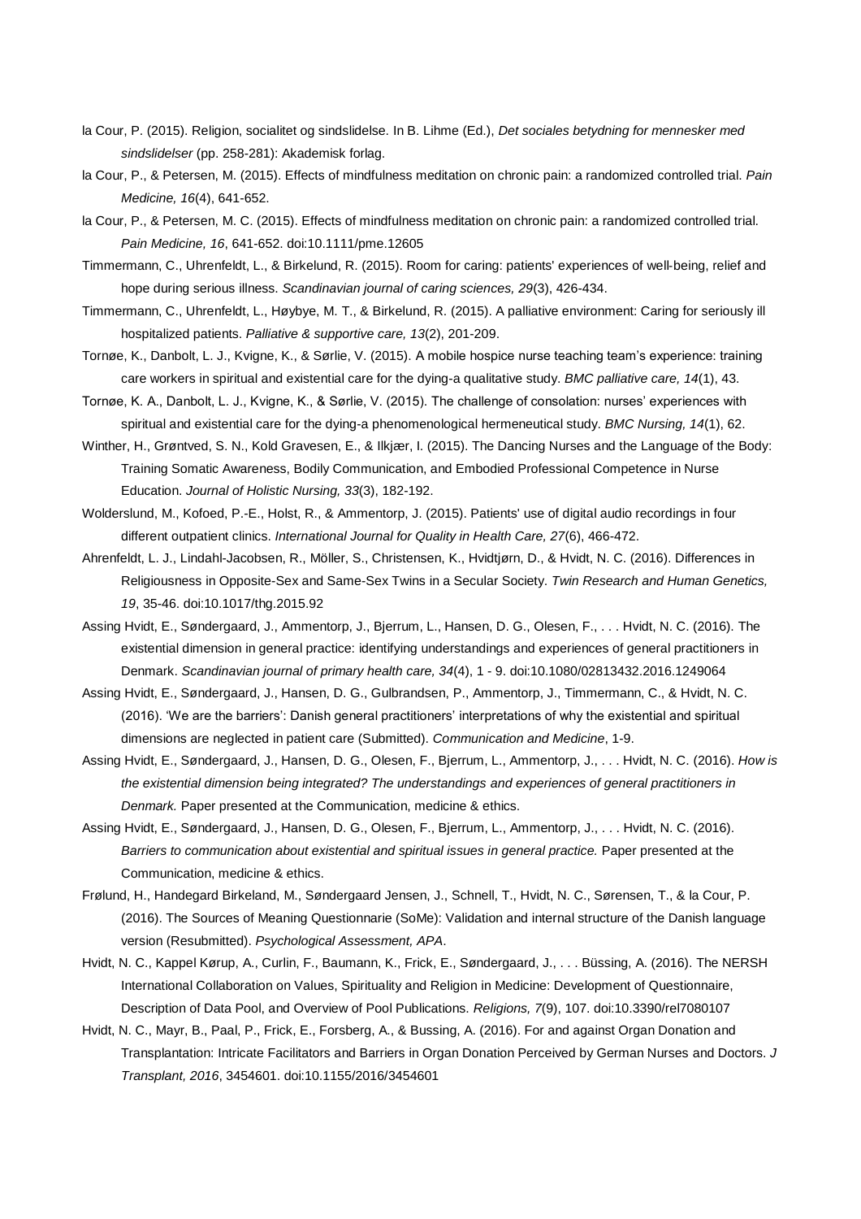la Cour, P. (2015). Religion, socialitet og sindslidelse. In B. Lihme (Ed.), *Det sociales betydning for mennesker med sindslidelser* (pp. 258-281): Akademisk forlag.

la Cour, P., & Petersen, M. (2015). Effects of mindfulness meditation on chronic pain: a randomized controlled trial. *Pain Medicine, 16*(4), 641-652.

la Cour, P., & Petersen, M. C. (2015). Effects of mindfulness meditation on chronic pain: a randomized controlled trial. *Pain Medicine, 16*, 641-652. doi:10.1111/pme.12605

Timmermann, C., Uhrenfeldt, L., & Birkelund, R. (2015). Room for caring: patients' experiences of well-being, relief and hope during serious illness. *Scandinavian journal of caring sciences, 29*(3), 426-434.

Timmermann, C., Uhrenfeldt, L., Høybye, M. T., & Birkelund, R. (2015). A palliative environment: Caring for seriously ill hospitalized patients. *Palliative & supportive care, 13*(2), 201-209.

Tornøe, K., Danbolt, L. J., Kvigne, K., & Sørlie, V. (2015). A mobile hospice nurse teaching team's experience: training care workers in spiritual and existential care for the dying-a qualitative study. *BMC palliative care, 14*(1), 43.

Tornøe, K. A., Danbolt, L. J., Kvigne, K., & Sørlie, V. (2015). The challenge of consolation: nurses' experiences with spiritual and existential care for the dying-a phenomenological hermeneutical study. *BMC Nursing, 14*(1), 62.

Winther, H., Grøntved, S. N., Kold Gravesen, E., & Ilkjær, I. (2015). The Dancing Nurses and the Language of the Body: Training Somatic Awareness, Bodily Communication, and Embodied Professional Competence in Nurse Education. *Journal of Holistic Nursing, 33*(3), 182-192.

Wolderslund, M., Kofoed, P.-E., Holst, R., & Ammentorp, J. (2015). Patients' use of digital audio recordings in four different outpatient clinics. *International Journal for Quality in Health Care, 27*(6), 466-472.

Ahrenfeldt, L. J., Lindahl-Jacobsen, R., Möller, S., Christensen, K., Hvidtjørn, D., & Hvidt, N. C. (2016). Differences in Religiousness in Opposite-Sex and Same-Sex Twins in a Secular Society. *Twin Research and Human Genetics, 19*, 35-46. doi:10.1017/thg.2015.92

Assing Hvidt, E., Søndergaard, J., Ammentorp, J., Bjerrum, L., Hansen, D. G., Olesen, F., . . . Hvidt, N. C. (2016). The existential dimension in general practice: identifying understandings and experiences of general practitioners in Denmark. *Scandinavian journal of primary health care, 34*(4), 1 - 9. doi:10.1080/02813432.2016.1249064

Assing Hvidt, E., Søndergaard, J., Hansen, D. G., Gulbrandsen, P., Ammentorp, J., Timmermann, C., & Hvidt, N. C. (2016). 'We are the barriers': Danish general practitioners' interpretations of why the existential and spiritual dimensions are neglected in patient care (Submitted). *Communication and Medicine*, 1-9.

Assing Hvidt, E., Søndergaard, J., Hansen, D. G., Olesen, F., Bjerrum, L., Ammentorp, J., . . . Hvidt, N. C. (2016). *How is the existential dimension being integrated? The understandings and experiences of general practitioners in Denmark.* Paper presented at the Communication, medicine & ethics.

Assing Hvidt, E., Søndergaard, J., Hansen, D. G., Olesen, F., Bjerrum, L., Ammentorp, J., . . . Hvidt, N. C. (2016). *Barriers to communication about existential and spiritual issues in general practice.* Paper presented at the Communication, medicine & ethics.

Frølund, H., Handegard Birkeland, M., Søndergaard Jensen, J., Schnell, T., Hvidt, N. C., Sørensen, T., & la Cour, P. (2016). The Sources of Meaning Questionnarie (SoMe): Validation and internal structure of the Danish language version (Resubmitted). *Psychological Assessment, APA*.

Hvidt, N. C., Kappel Kørup, A., Curlin, F., Baumann, K., Frick, E., Søndergaard, J., . . . Büssing, A. (2016). The NERSH International Collaboration on Values, Spirituality and Religion in Medicine: Development of Questionnaire, Description of Data Pool, and Overview of Pool Publications. *Religions, 7*(9), 107. doi:10.3390/rel7080107

Hvidt, N. C., Mayr, B., Paal, P., Frick, E., Forsberg, A., & Bussing, A. (2016). For and against Organ Donation and Transplantation: Intricate Facilitators and Barriers in Organ Donation Perceived by German Nurses and Doctors. *J Transplant, 2016*, 3454601. doi:10.1155/2016/3454601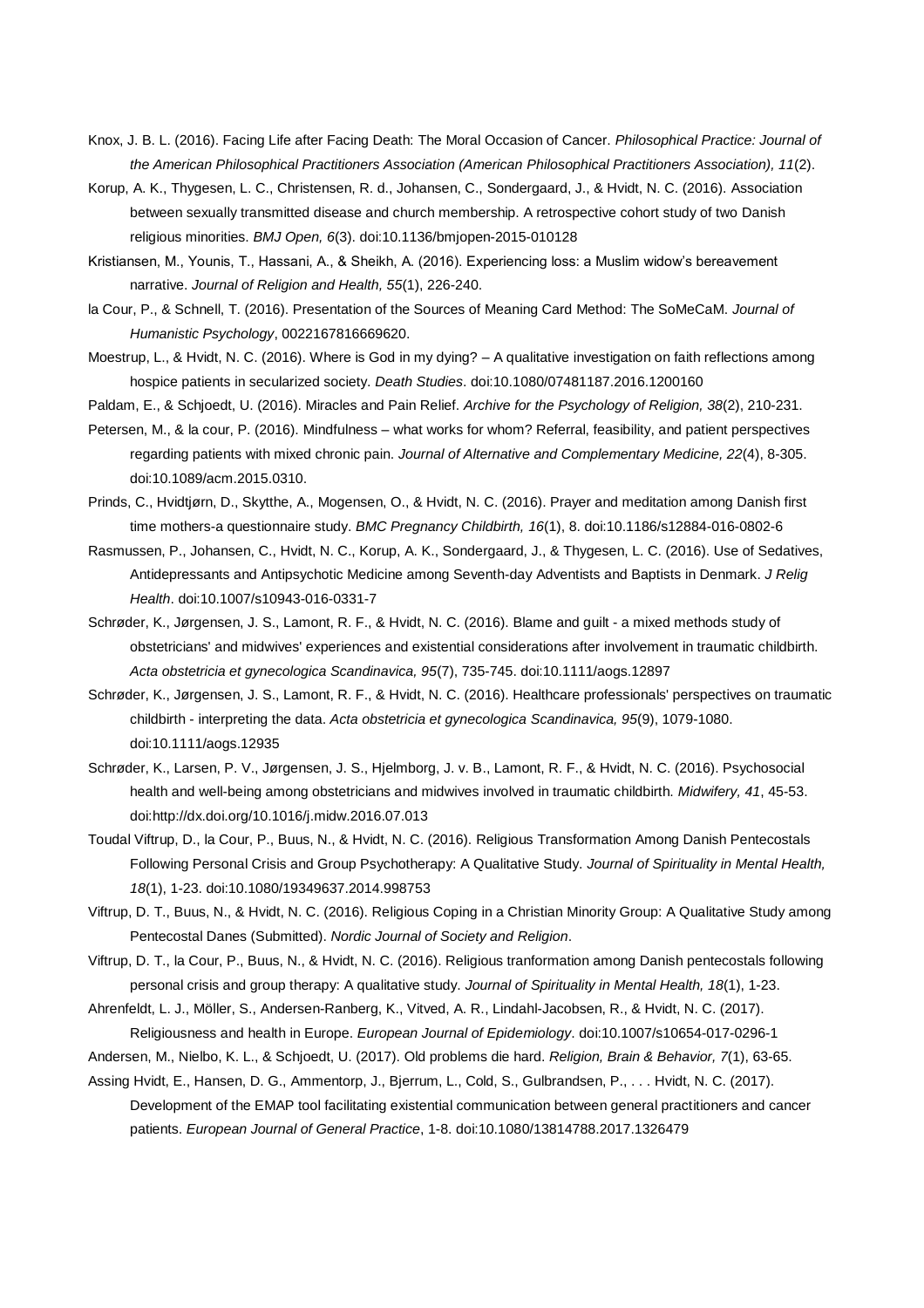Knox, J. B. L. (2016). Facing Life after Facing Death: The Moral Occasion of Cancer. *Philosophical Practice: Journal of the American Philosophical Practitioners Association (American Philosophical Practitioners Association), 11*(2).

Korup, A. K., Thygesen, L. C., Christensen, R. d., Johansen, C., Sondergaard, J., & Hvidt, N. C. (2016). Association between sexually transmitted disease and church membership. A retrospective cohort study of two Danish religious minorities. *BMJ Open, 6*(3). doi:10.1136/bmjopen-2015-010128

Kristiansen, M., Younis, T., Hassani, A., & Sheikh, A. (2016). Experiencing loss: a Muslim widow's bereavement narrative. *Journal of Religion and Health, 55*(1), 226-240.

la Cour, P., & Schnell, T. (2016). Presentation of the Sources of Meaning Card Method: The SoMeCaM. *Journal of Humanistic Psychology*, 0022167816669620.

Moestrup, L., & Hvidt, N. C. (2016). Where is God in my dying? – A qualitative investigation on faith reflections among hospice patients in secularized society. *Death Studies*. doi:10.1080/07481187.2016.1200160

Paldam, E., & Schjoedt, U. (2016). Miracles and Pain Relief. *Archive for the Psychology of Religion, 38*(2), 210-231.

Petersen, M., & la cour, P. (2016). Mindfulness – what works for whom? Referral, feasibility, and patient perspectives regarding patients with mixed chronic pain. *Journal of Alternative and Complementary Medicine, 22*(4), 8-305. doi:10.1089/acm.2015.0310.

Prinds, C., Hvidtjørn, D., Skytthe, A., Mogensen, O., & Hvidt, N. C. (2016). Prayer and meditation among Danish first time mothers-a questionnaire study. *BMC Pregnancy Childbirth, 16*(1), 8. doi:10.1186/s12884-016-0802-6

Rasmussen, P., Johansen, C., Hvidt, N. C., Korup, A. K., Sondergaard, J., & Thygesen, L. C. (2016). Use of Sedatives, Antidepressants and Antipsychotic Medicine among Seventh-day Adventists and Baptists in Denmark. *J Relig Health*. doi:10.1007/s10943-016-0331-7

Schrøder, K., Jørgensen, J. S., Lamont, R. F., & Hvidt, N. C. (2016). Blame and guilt - a mixed methods study of obstetricians' and midwives' experiences and existential considerations after involvement in traumatic childbirth. *Acta obstetricia et gynecologica Scandinavica, 95*(7), 735-745. doi:10.1111/aogs.12897

Schrøder, K., Jørgensen, J. S., Lamont, R. F., & Hvidt, N. C. (2016). Healthcare professionals' perspectives on traumatic childbirth - interpreting the data. *Acta obstetricia et gynecologica Scandinavica, 95*(9), 1079-1080. doi:10.1111/aogs.12935

Schrøder, K., Larsen, P. V., Jørgensen, J. S., Hjelmborg, J. v. B., Lamont, R. F., & Hvidt, N. C. (2016). Psychosocial health and well-being among obstetricians and midwives involved in traumatic childbirth. *Midwifery, 41*, 45-53. doi:http://dx.doi.org/10.1016/j.midw.2016.07.013

Toudal Viftrup, D., la Cour, P., Buus, N., & Hvidt, N. C. (2016). Religious Transformation Among Danish Pentecostals Following Personal Crisis and Group Psychotherapy: A Qualitative Study. *Journal of Spirituality in Mental Health, 18*(1), 1-23. doi:10.1080/19349637.2014.998753

Viftrup, D. T., Buus, N., & Hvidt, N. C. (2016). Religious Coping in a Christian Minority Group: A Qualitative Study among Pentecostal Danes (Submitted). *Nordic Journal of Society and Religion*.

Viftrup, D. T., la Cour, P., Buus, N., & Hvidt, N. C. (2016). Religious tranformation among Danish pentecostals following personal crisis and group therapy: A qualitative study. *Journal of Spirituality in Mental Health, 18*(1), 1-23.

Ahrenfeldt, L. J., Möller, S., Andersen-Ranberg, K., Vitved, A. R., Lindahl-Jacobsen, R., & Hvidt, N. C. (2017). Religiousness and health in Europe. *European Journal of Epidemiology*. doi:10.1007/s10654-017-0296-1

Andersen, M., Nielbo, K. L., & Schjoedt, U. (2017). Old problems die hard. *Religion, Brain & Behavior, 7*(1), 63-65.

Assing Hvidt, E., Hansen, D. G., Ammentorp, J., Bjerrum, L., Cold, S., Gulbrandsen, P., . . . Hvidt, N. C. (2017). Development of the EMAP tool facilitating existential communication between general practitioners and cancer patients. *European Journal of General Practice*, 1-8. doi:10.1080/13814788.2017.1326479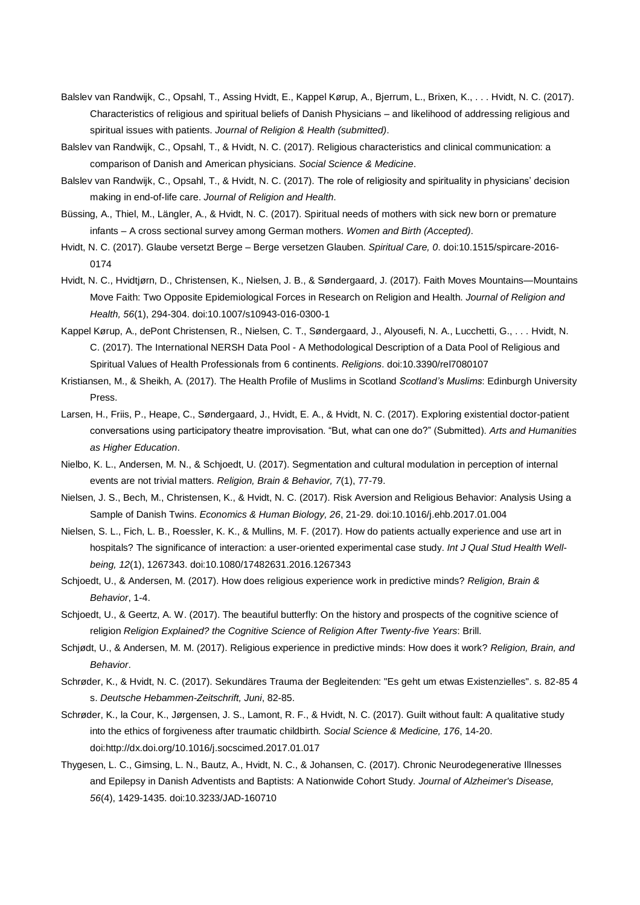Balslev van Randwijk, C., Opsahl, T., Assing Hvidt, E., Kappel Kørup, A., Bjerrum, L., Brixen, K., . . . Hvidt, N. C. (2017). Characteristics of religious and spiritual beliefs of Danish Physicians – and likelihood of addressing religious and spiritual issues with patients. *Journal of Religion & Health (submitted)*.

Balslev van Randwijk, C., Opsahl, T., & Hvidt, N. C. (2017). Religious characteristics and clinical communication: a comparison of Danish and American physicians. *Social Science & Medicine*.

Balslev van Randwijk, C., Opsahl, T., & Hvidt, N. C. (2017). The role of religiosity and spirituality in physicians' decision making in end-of-life care. *Journal of Religion and Health*.

Büssing, A., Thiel, M., Längler, A., & Hvidt, N. C. (2017). Spiritual needs of mothers with sick new born or premature infants – A cross sectional survey among German mothers. *Women and Birth (Accepted)*.

Hvidt, N. C. (2017). Glaube versetzt Berge – Berge versetzen Glauben. *Spiritual Care, 0*. doi:10.1515/spircare-2016-0174

Hvidt, N. C., Hvidtjørn, D., Christensen, K., Nielsen, J. B., & Søndergaard, J. (2017). Faith Moves Mountains—Mountains Move Faith: Two Opposite Epidemiological Forces in Research on Religion and Health. *Journal of Religion and Health, 56*(1), 294-304. doi:10.1007/s10943-016-0300-1

Kappel Kørup, A., dePont Christensen, R., Nielsen, C. T., Søndergaard, J., Alyousefi, N. A., Lucchetti, G., . . . Hvidt, N. C. (2017). The International NERSH Data Pool - A Methodological Description of a Data Pool of Religious and Spiritual Values of Health Professionals from 6 continents. *Religions*. doi:10.3390/rel7080107

Kristiansen, M., & Sheikh, A. (2017). The Health Profile of Muslims in Scotland *Scotland's Muslims*: Edinburgh University Press.

Larsen, H., Friis, P., Heape, C., Søndergaard, J., Hvidt, E. A., & Hvidt, N. C. (2017). Exploring existential doctor-patient conversations using participatory theatre improvisation. "But, what can one do?" (Submitted). *Arts and Humanities as Higher Education*.

Nielbo, K. L., Andersen, M. N., & Schjoedt, U. (2017). Segmentation and cultural modulation in perception of internal events are not trivial matters. *Religion, Brain & Behavior, 7*(1), 77-79.

Nielsen, J. S., Bech, M., Christensen, K., & Hvidt, N. C. (2017). Risk Aversion and Religious Behavior: Analysis Using a Sample of Danish Twins. *Economics & Human Biology, 26*, 21-29. doi:10.1016/j.ehb.2017.01.004

Nielsen, S. L., Fich, L. B., Roessler, K. K., & Mullins, M. F. (2017). How do patients actually experience and use art in hospitals? The significance of interaction: a user-oriented experimental case study. *Int J Qual Stud Health Well-being, 12*(1), 1267343. doi:10.1080/17482631.2016.1267343

Schjoedt, U., & Andersen, M. (2017). How does religious experience work in predictive minds? *Religion, Brain & Behavior*, 1-4.

Schjoedt, U., & Geertz, A. W. (2017). The beautiful butterfly: On the history and prospects of the cognitive science of religion *Religion Explained? the Cognitive Science of Religion After Twenty-five Years*: Brill.

Schjødt, U., & Andersen, M. M. (2017). Religious experience in predictive minds: How does it work? *Religion, Brain, and Behavior*.

Schrøder, K., & Hvidt, N. C. (2017). Sekundäres Trauma der Begleitenden: "Es geht um etwas Existenzielles". s. 82-85 4 s. *Deutsche Hebammen-Zeitschrift, Juni*, 82-85.

Schrøder, K., la Cour, K., Jørgensen, J. S., Lamont, R. F., & Hvidt, N. C. (2017). Guilt without fault: A qualitative study into the ethics of forgiveness after traumatic childbirth. *Social Science & Medicine, 176*, 14-20. doi:http://dx.doi.org/10.1016/j.socscimed.2017.01.017

Thygesen, L. C., Gimsing, L. N., Bautz, A., Hvidt, N. C., & Johansen, C. (2017). Chronic Neurodegenerative Illnesses and Epilepsy in Danish Adventists and Baptists: A Nationwide Cohort Study. *Journal of Alzheimer's Disease, 56*(4), 1429-1435. doi:10.3233/JAD-160710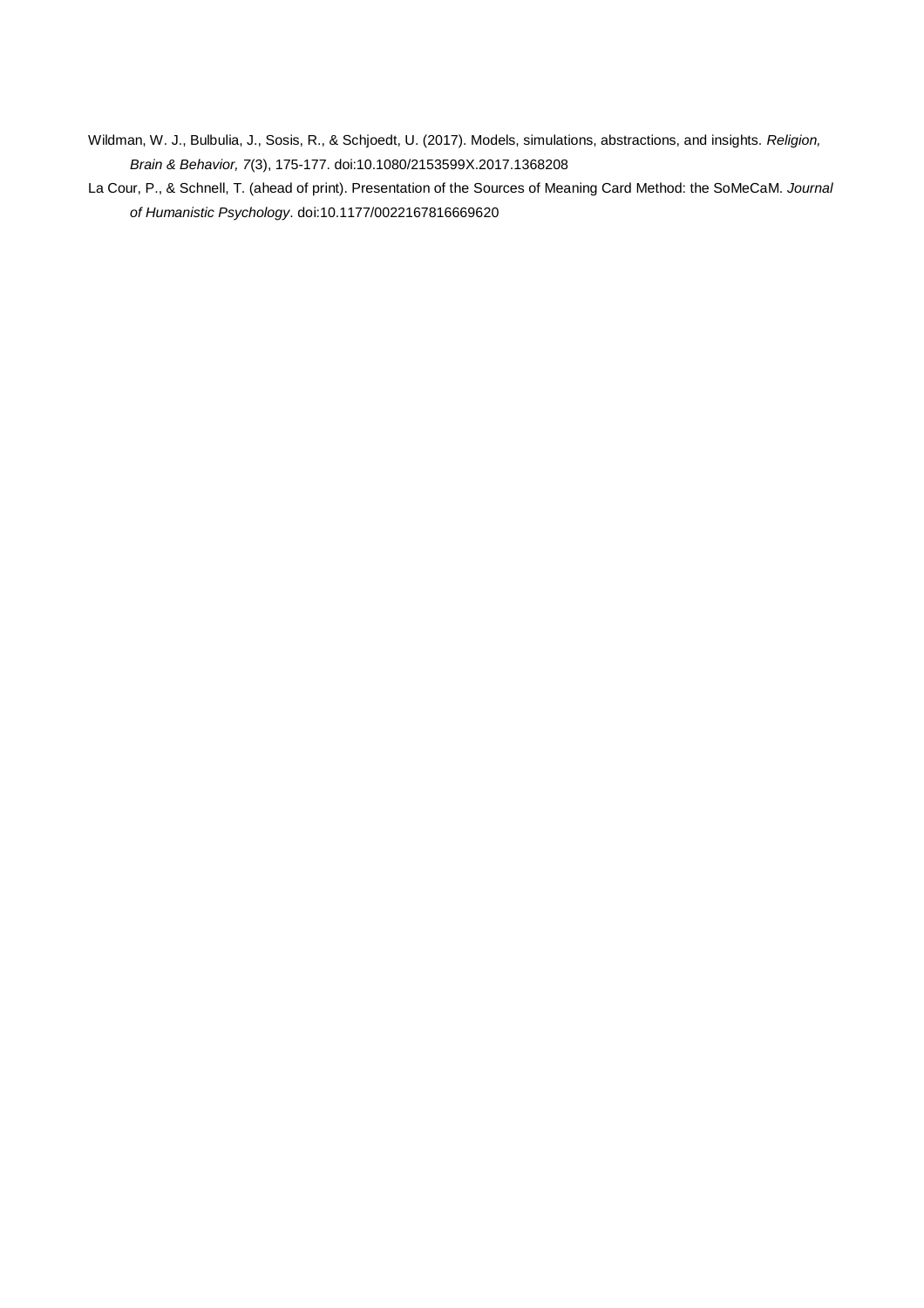Wildman, W. J., Bulbulia, J., Sosis, R., & Schjoedt, U. (2017). Models, simulations, abstractions, and insights. *Religion, Brain & Behavior, 7*(3), 175-177. doi:10.1080/2153599X.2017.1368208

La Cour, P., & Schnell, T. (ahead of print). Presentation of the Sources of Meaning Card Method: the SoMeCaM. *Journal of Humanistic Psychology*. doi:10.1177/0022167816669620